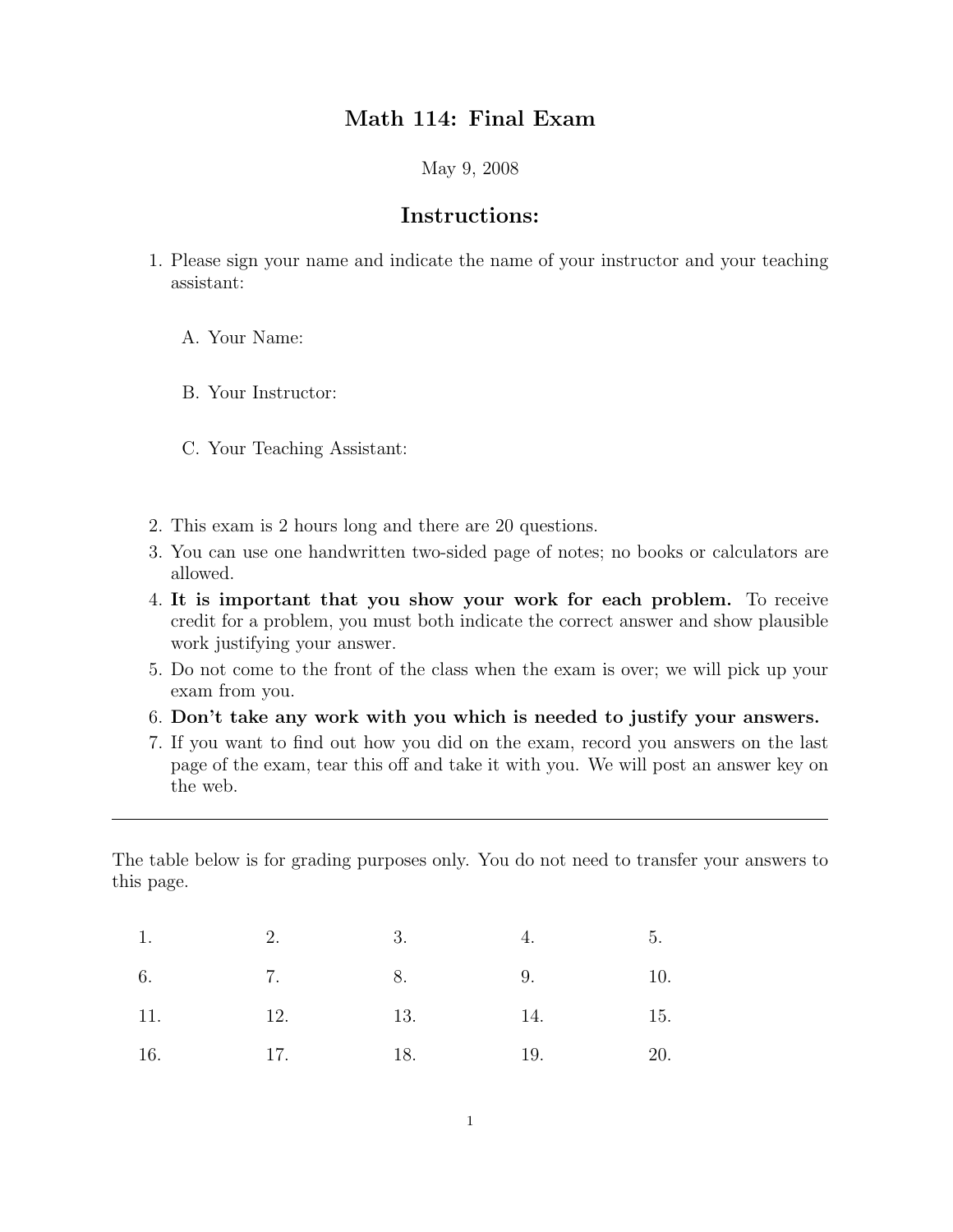# Math 114: Final Exam

May 9, 2008

## Instructions:

1. Please sign your name and indicate the name of your instructor and your teaching assistant:

   A. Your Name:

   B. Your Instructor:

   C. Your Teaching Assistant:

2. This exam is 2 hours long and there are 20 questions.
3. You can use one handwritten two-sided page of notes; no books or calculators are allowed.
4. **It is important that you show your work for each problem.** To receive credit for a problem, you must both indicate the correct answer and show plausible work justifying your answer.
5. Do not come to the front of the class when the exam is over; we will pick up your exam from you.
6. **Don't take any work with you which is needed to justify your answers.**
7. If you want to find out how you did on the exam, record you answers on the last page of the exam, tear this off and take it with you. We will post an answer key on the web.

---

The table below is for grading purposes only. You do not need to transfer your answers to this page.

| | | | | |
|---|---|---|---|---|
| 1. | 2. | 3. | 4. | 5. |
| 6. | 7. | 8. | 9. | 10. |
| 11. | 12. | 13. | 14. | 15. |
| 16. | 17. | 18. | 19. | 20. |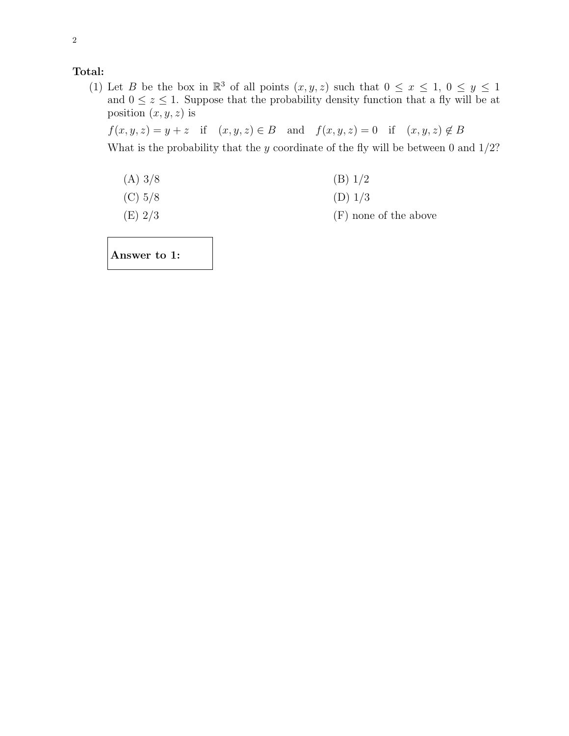**Total:**

(1) Let $B$ be the box in $\mathbb{R}^3$ of all points $(x, y, z)$ such that $0 \leq x \leq 1$, $0 \leq y \leq 1$ and $0 \leq z \leq 1$. Suppose that the probability density function that a fly will be at position $(x, y, z)$ is

$f(x, y, z) = y + z \quad \text{if} \quad (x, y, z) \in B \quad \text{and} \quad f(x, y, z) = 0 \quad \text{if} \quad (x, y, z) \notin B$

What is the probability that the $y$ coordinate of the fly will be between 0 and 1/2?

(A) 3/8

(B) 1/2

(C) 5/8

(D) 1/3

(E) 2/3

(F) none of the above

**Answer to 1:**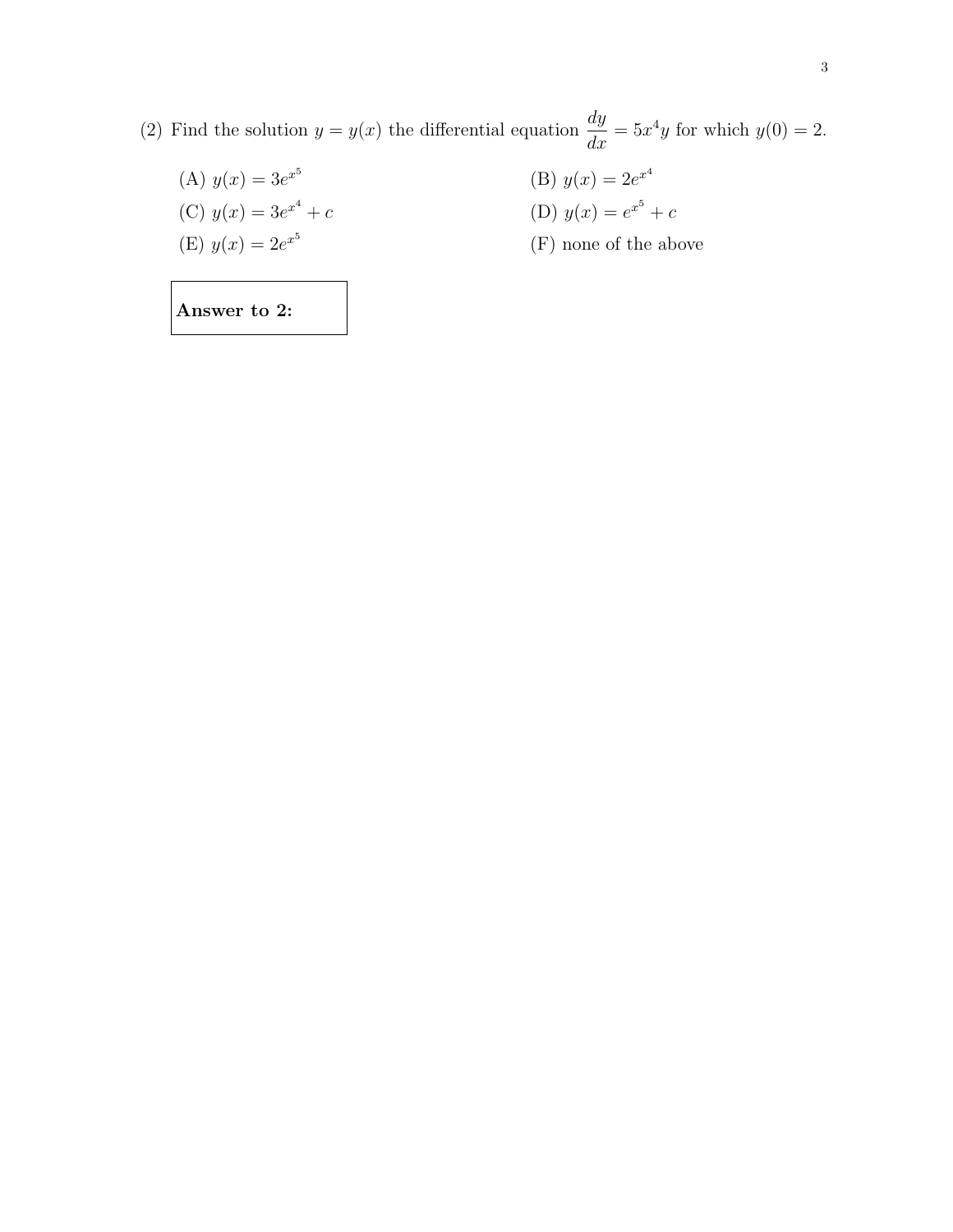(2) Find the solution $y = y(x)$ the differential equation $\dfrac{dy}{dx} = 5x^4 y$ for which $y(0) = 2$.

(A) $y(x) = 3e^{x^5}$

(B) $y(x) = 2e^{x^4}$

(C) $y(x) = 3e^{x^4} + c$

(D) $y(x) = e^{x^5} + c$

(E) $y(x) = 2e^{x^5}$

(F) none of the above

**Answer to 2:**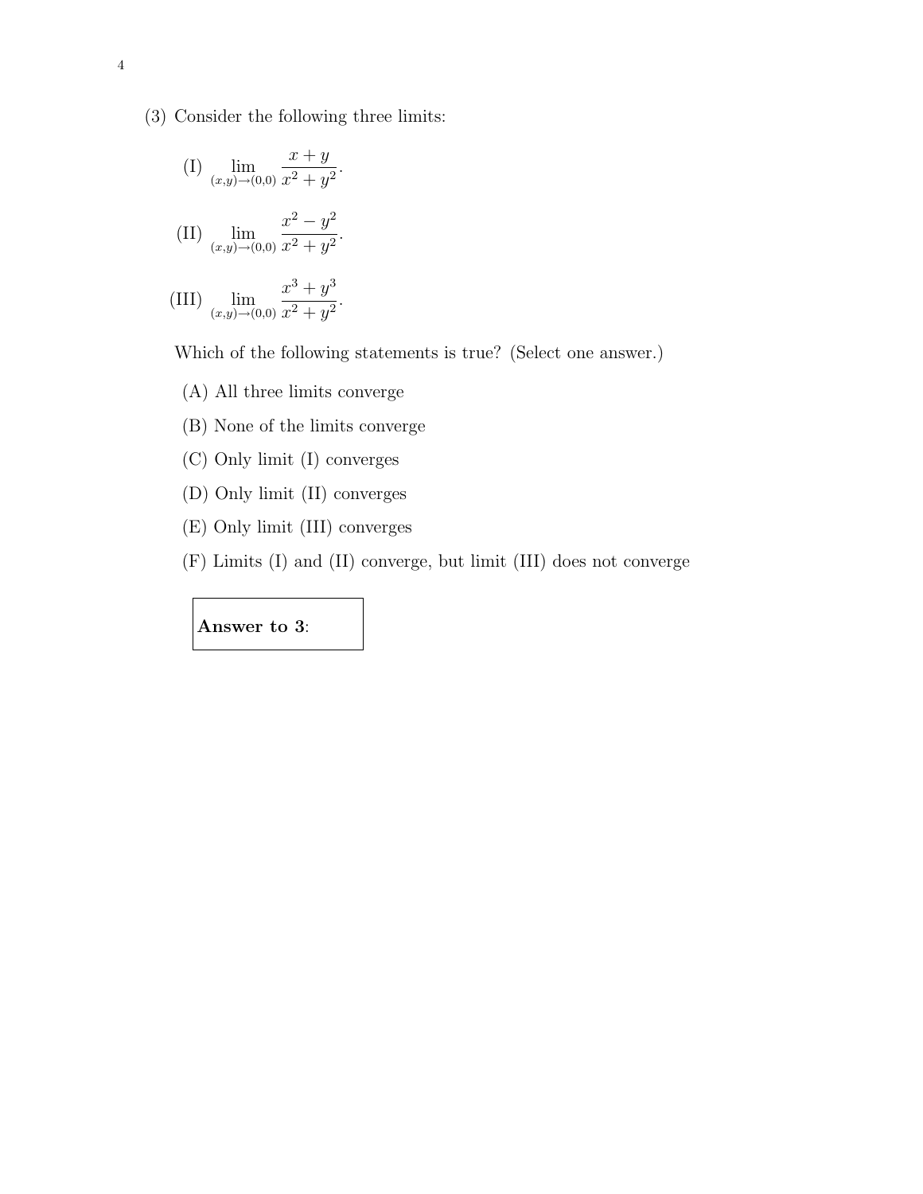(3) Consider the following three limits:

(I) $\displaystyle\lim_{(x,y)\to(0,0)} \frac{x+y}{x^2+y^2}$.

(II) $\displaystyle\lim_{(x,y)\to(0,0)} \frac{x^2-y^2}{x^2+y^2}$.

(III) $\displaystyle\lim_{(x,y)\to(0,0)} \frac{x^3+y^3}{x^2+y^2}$.

Which of the following statements is true? (Select one answer.)

(A) All three limits converge

(B) None of the limits converge

(C) Only limit (I) converges

(D) Only limit (II) converges

(E) Only limit (III) converges

(F) Limits (I) and (II) converge, but limit (III) does not converge

**Answer to 3**: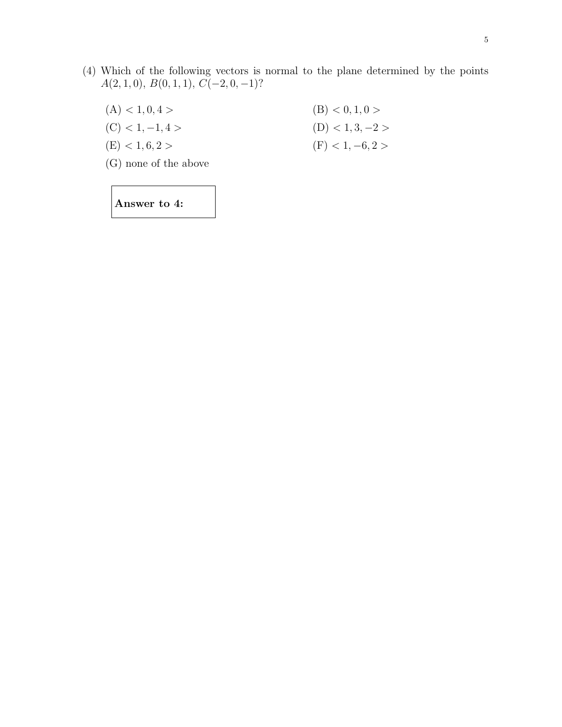(4) Which of the following vectors is normal to the plane determined by the points $A(2, 1, 0)$, $B(0, 1, 1)$, $C(-2, 0, -1)$?

(A) $< 1, 0, 4 >$

(B) $< 0, 1, 0 >$

(C) $< 1, -1, 4 >$

(D) $< 1, 3, -2 >$

(E) $< 1, 6, 2 >$

(F) $< 1, -6, 2 >$

(G) none of the above

**Answer to 4:**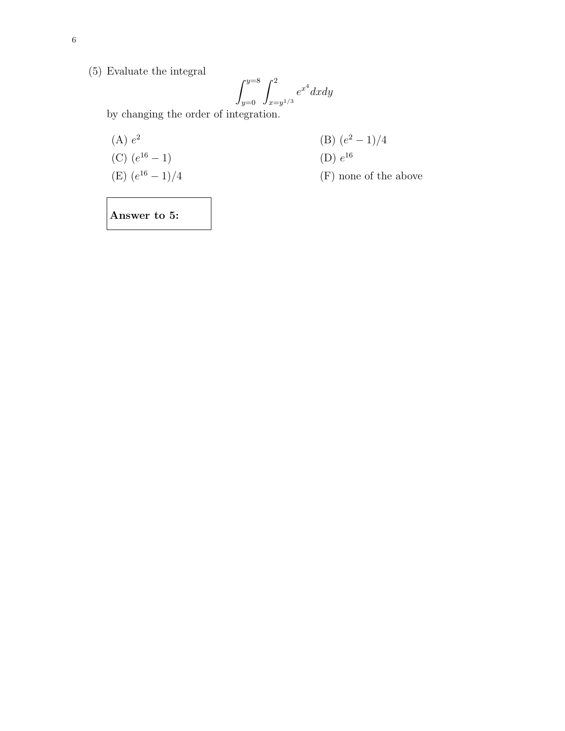(5) Evaluate the integral

$$\int_{y=0}^{y=8} \int_{x=y^{1/3}}^{2} e^{x^4} dx dy$$

by changing the order of integration.

(A) $e^2$

(B) $(e^2 - 1)/4$

(C) $(e^{16} - 1)$

(D) $e^{16}$

(E) $(e^{16} - 1)/4$

(F) none of the above

| **Answer to 5:** |
|---|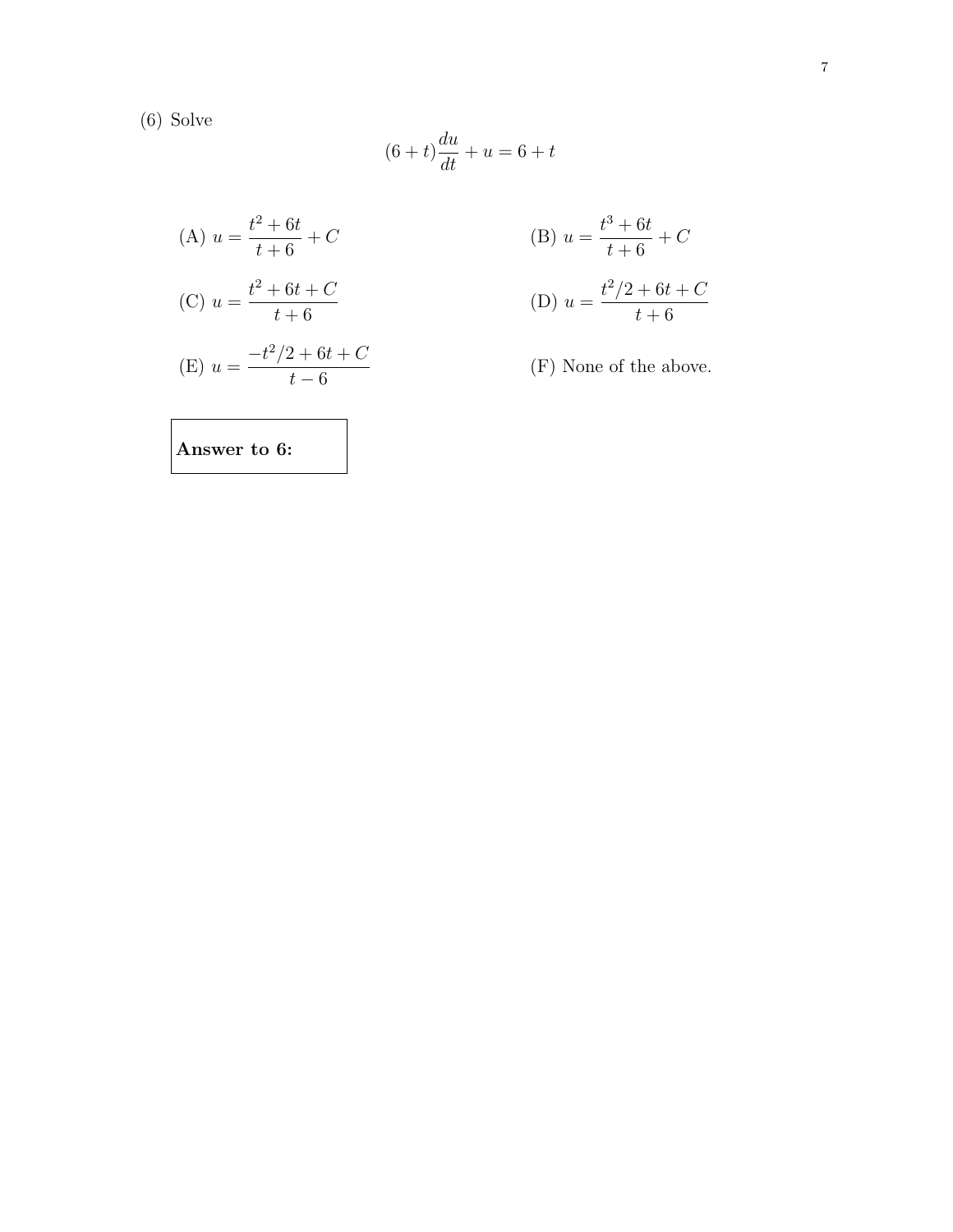(6) Solve

$$(6+t)\frac{du}{dt} + u = 6 + t$$

(A) $u = \dfrac{t^2 + 6t}{t+6} + C$

(B) $u = \dfrac{t^3 + 6t}{t+6} + C$

(C) $u = \dfrac{t^2 + 6t + C}{t+6}$

(D) $u = \dfrac{t^2/2 + 6t + C}{t+6}$

(E) $u = \dfrac{-t^2/2 + 6t + C}{t-6}$

(F) None of the above.

**Answer to 6:**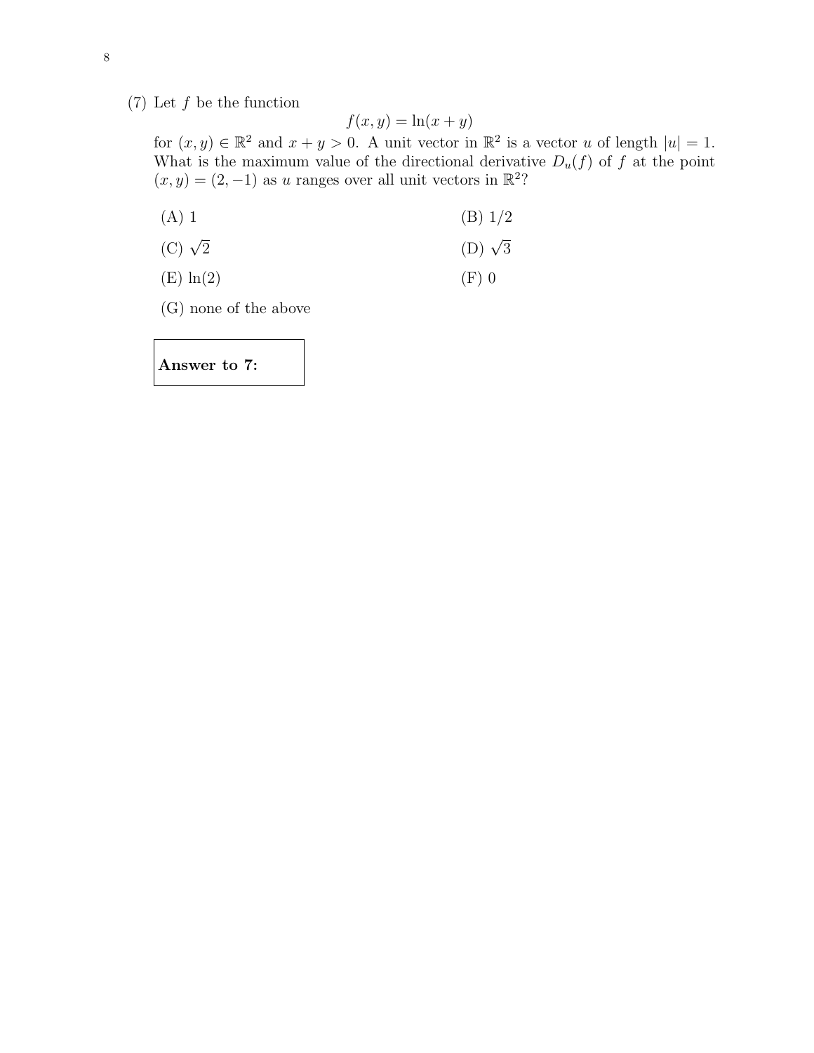(7) Let $f$ be the function

$$f(x, y) = \ln(x + y)$$

for $(x, y) \in \mathbb{R}^2$ and $x + y > 0$. A unit vector in $\mathbb{R}^2$ is a vector $u$ of length $|u| = 1$. What is the maximum value of the directional derivative $D_u(f)$ of $f$ at the point $(x, y) = (2, -1)$ as $u$ ranges over all unit vectors in $\mathbb{R}^2$?

(A) 1

(B) $1/2$

(C) $\sqrt{2}$

(D) $\sqrt{3}$

(E) $\ln(2)$

(F) 0

(G) none of the above

**Answer to 7:**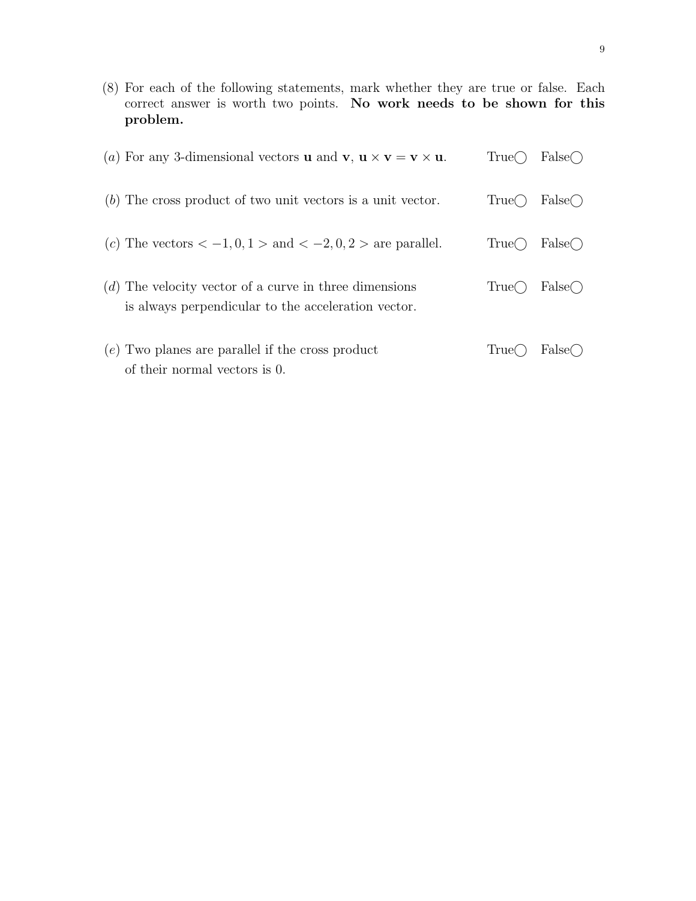(8) For each of the following statements, mark whether they are true or false. Each correct answer is worth two points. **No work needs to be shown for this problem.**

($a$) For any 3-dimensional vectors $\mathbf{u}$ and $\mathbf{v}$, $\mathbf{u} \times \mathbf{v} = \mathbf{v} \times \mathbf{u}$. True◯ False◯

($b$) The cross product of two unit vectors is a unit vector. True◯ False◯

($c$) The vectors $< -1, 0, 1 >$ and $< -2, 0, 2 >$ are parallel. True◯ False◯

($d$) The velocity vector of a curve in three dimensions is always perpendicular to the acceleration vector. True◯ False◯

($e$) Two planes are parallel if the cross product of their normal vectors is 0. True◯ False◯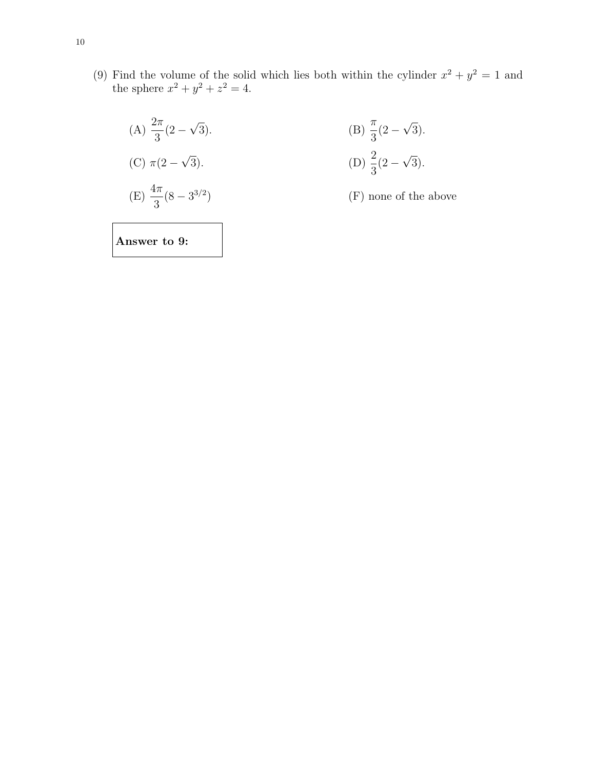(9) Find the volume of the solid which lies both within the cylinder $x^2 + y^2 = 1$ and the sphere $x^2 + y^2 + z^2 = 4$.

(A) $\frac{2\pi}{3}(2 - \sqrt{3})$.

(B) $\frac{\pi}{3}(2 - \sqrt{3})$.

(C) $\pi(2 - \sqrt{3})$.

(D) $\frac{2}{3}(2 - \sqrt{3})$.

(E) $\frac{4\pi}{3}(8 - 3^{3/2})$

(F) none of the above

**Answer to 9:**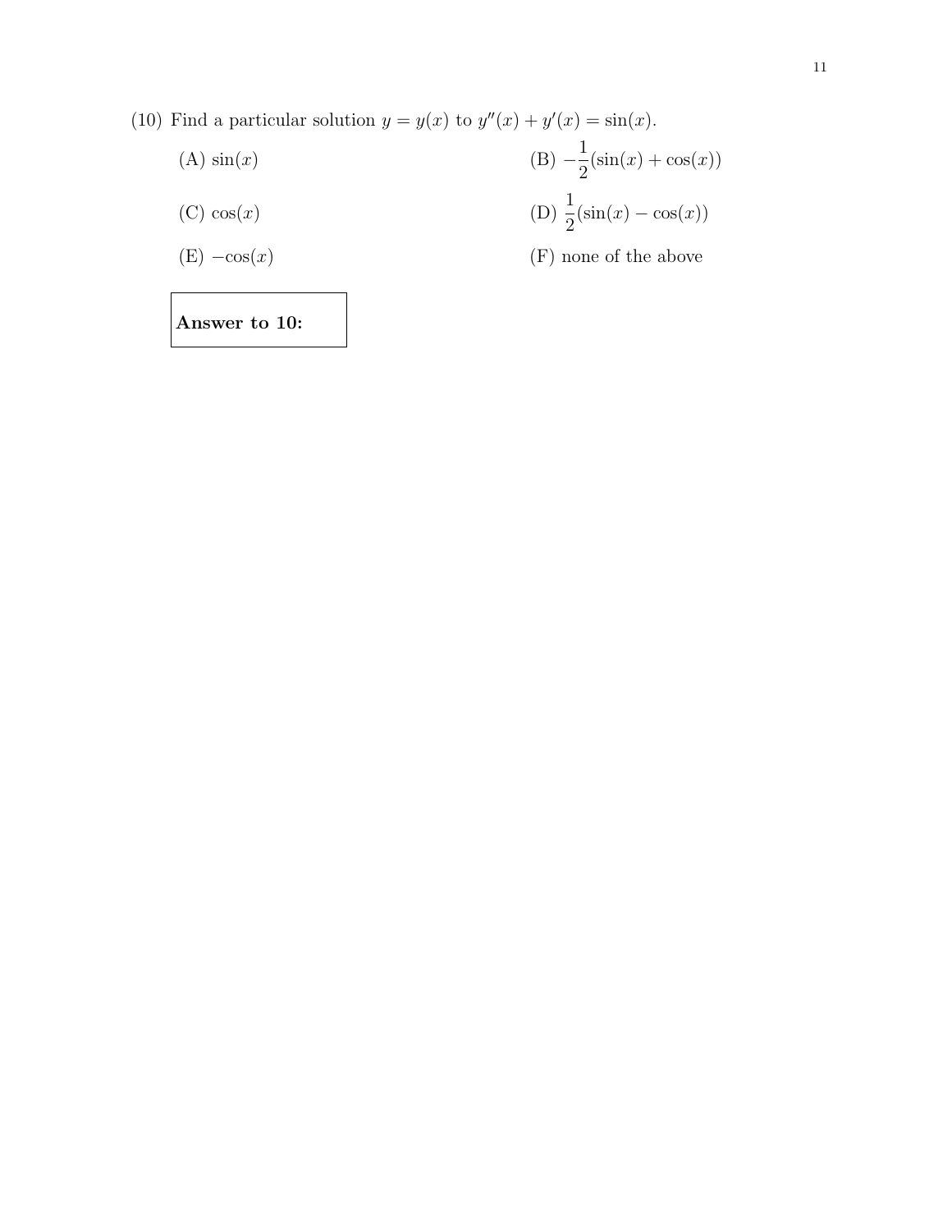(10) Find a particular solution $y = y(x)$ to $y''(x) + y'(x) = \sin(x)$.

(A) $\sin(x)$

(B) $-\frac{1}{2}(\sin(x) + \cos(x))$

(C) $\cos(x)$

(D) $\frac{1}{2}(\sin(x) - \cos(x))$

(E) $-\cos(x)$

(F) none of the above

| **Answer to 10:** |
|---|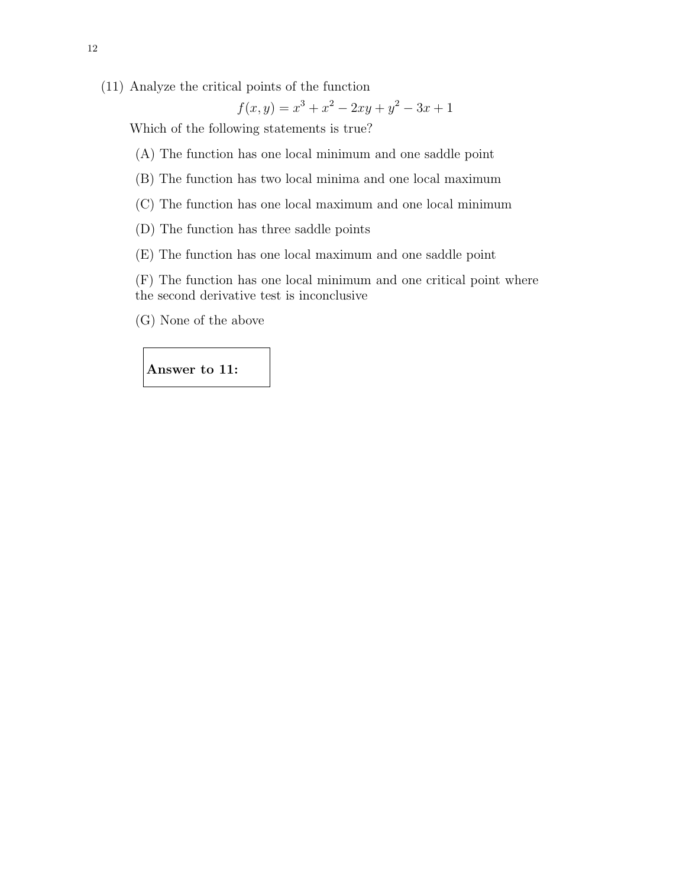(11) Analyze the critical points of the function

$$f(x, y) = x^3 + x^2 - 2xy + y^2 - 3x + 1$$

Which of the following statements is true?

(A) The function has one local minimum and one saddle point

(B) The function has two local minima and one local maximum

(C) The function has one local maximum and one local minimum

(D) The function has three saddle points

(E) The function has one local maximum and one saddle point

(F) The function has one local minimum and one critical point where the second derivative test is inconclusive

(G) None of the above

**Answer to 11:**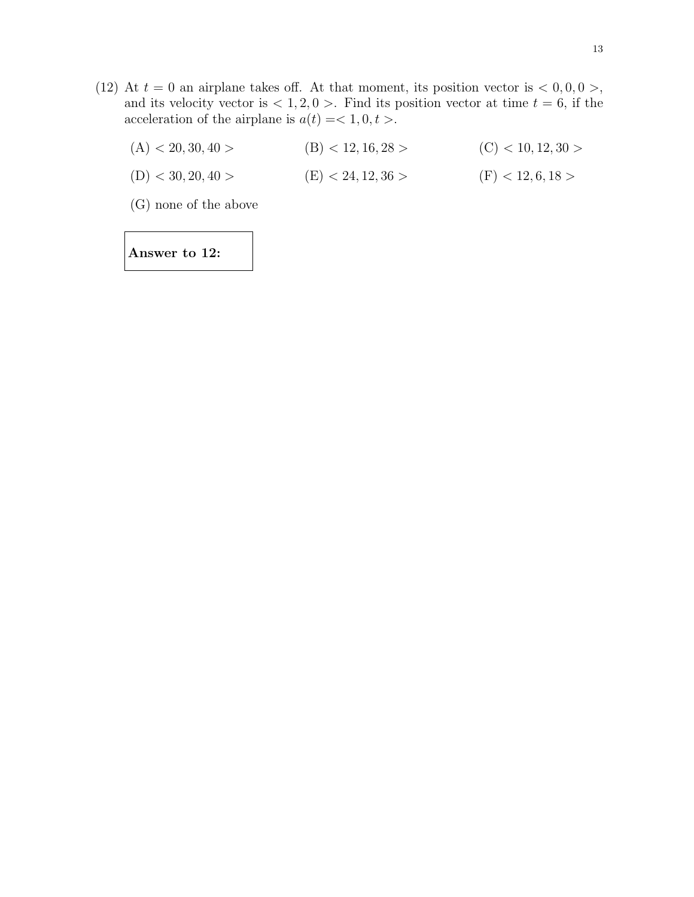(12) At $t = 0$ an airplane takes off. At that moment, its position vector is $< 0, 0, 0 >$, and its velocity vector is $< 1, 2, 0 >$. Find its position vector at time $t = 6$, if the acceleration of the airplane is $a(t) =< 1, 0, t >$.

(A) $< 20, 30, 40 >$

(B) $< 12, 16, 28 >$

(C) $< 10, 12, 30 >$

(D) $< 30, 20, 40 >$

(E) $< 24, 12, 36 >$

(F) $< 12, 6, 18 >$

(G) none of the above

**Answer to 12:**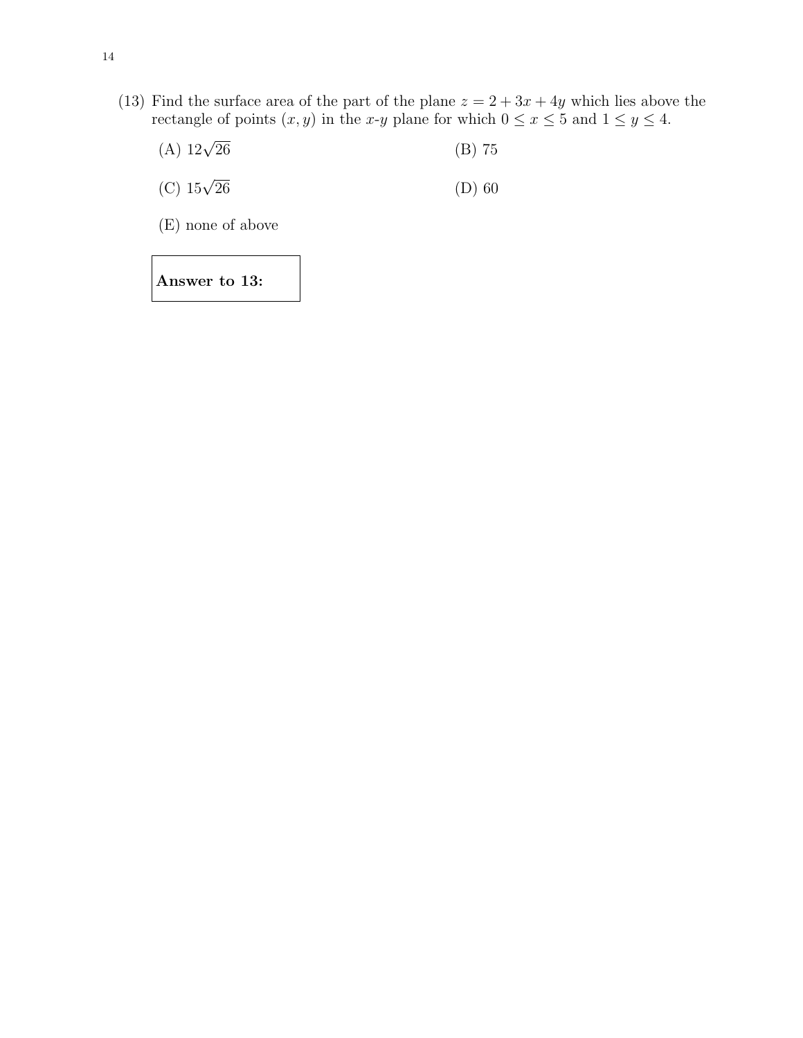(13) Find the surface area of the part of the plane $z = 2 + 3x + 4y$ which lies above the rectangle of points $(x, y)$ in the $x$-$y$ plane for which $0 \leq x \leq 5$ and $1 \leq y \leq 4$.

(A) $12\sqrt{26}$

(B) 75

(C) $15\sqrt{26}$

(D) 60

(E) none of above

**Answer to 13:**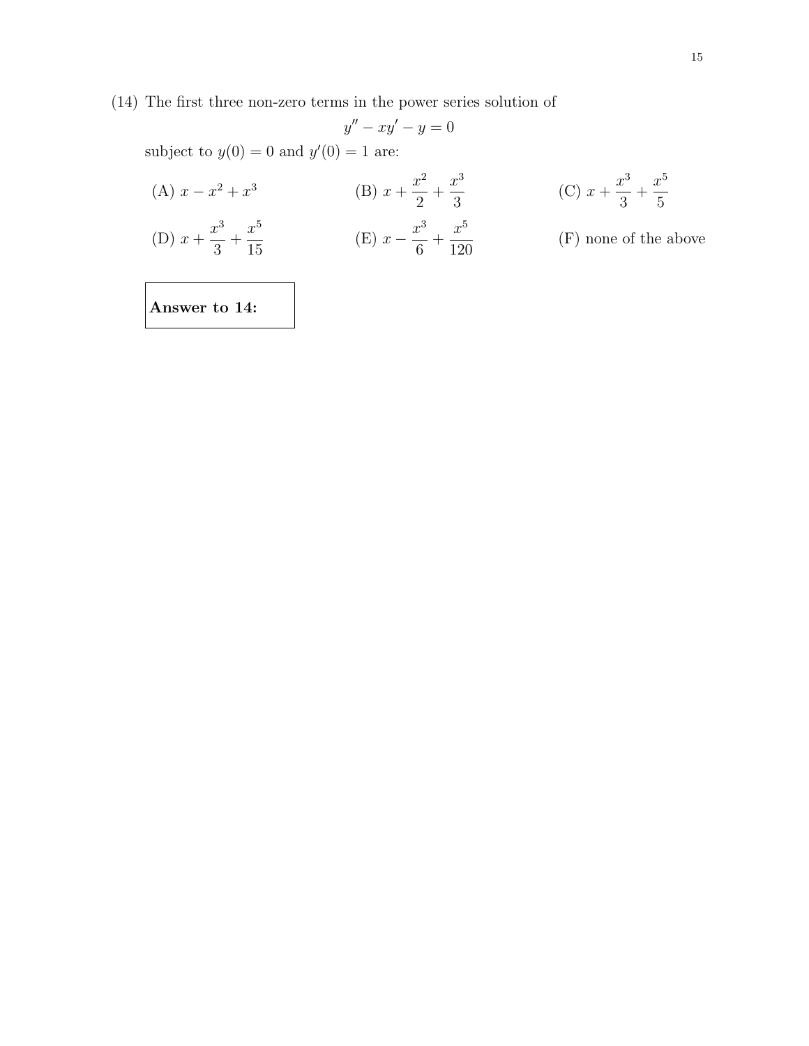(14) The first three non-zero terms in the power series solution of

$$y'' - xy' - y = 0$$

subject to $y(0) = 0$ and $y'(0) = 1$ are:

(A) $x - x^2 + x^3$

(B) $x + \dfrac{x^2}{2} + \dfrac{x^3}{3}$

(C) $x + \dfrac{x^3}{3} + \dfrac{x^5}{5}$

(D) $x + \dfrac{x^3}{3} + \dfrac{x^5}{15}$

(E) $x - \dfrac{x^3}{6} + \dfrac{x^5}{120}$

(F) none of the above

**Answer to 14:**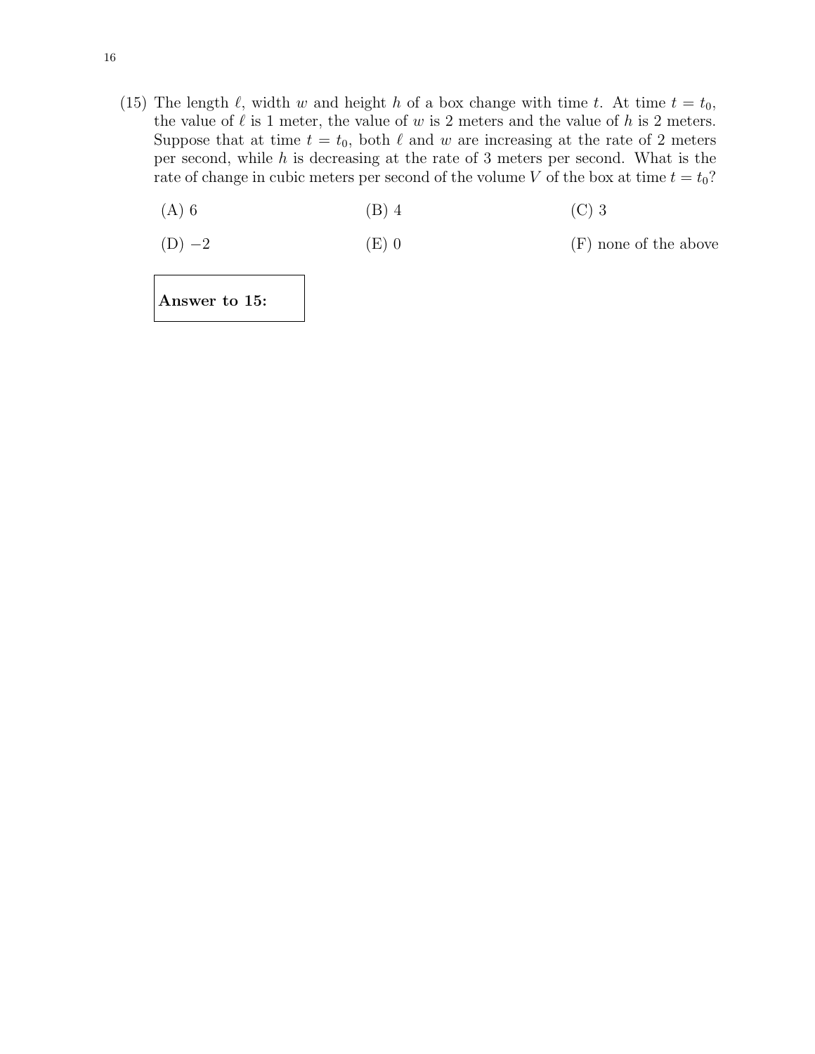(15) The length $\ell$, width $w$ and height $h$ of a box change with time $t$. At time $t = t_0$, the value of $\ell$ is 1 meter, the value of $w$ is 2 meters and the value of $h$ is 2 meters. Suppose that at time $t = t_0$, both $\ell$ and $w$ are increasing at the rate of 2 meters per second, while $h$ is decreasing at the rate of 3 meters per second. What is the rate of change in cubic meters per second of the volume $V$ of the box at time $t = t_0$?

| | | |
|---|---|---|
| (A) 6 | (B) 4 | (C) 3 |
| (D) $-2$ | (E) 0 | (F) none of the above |

**Answer to 15:**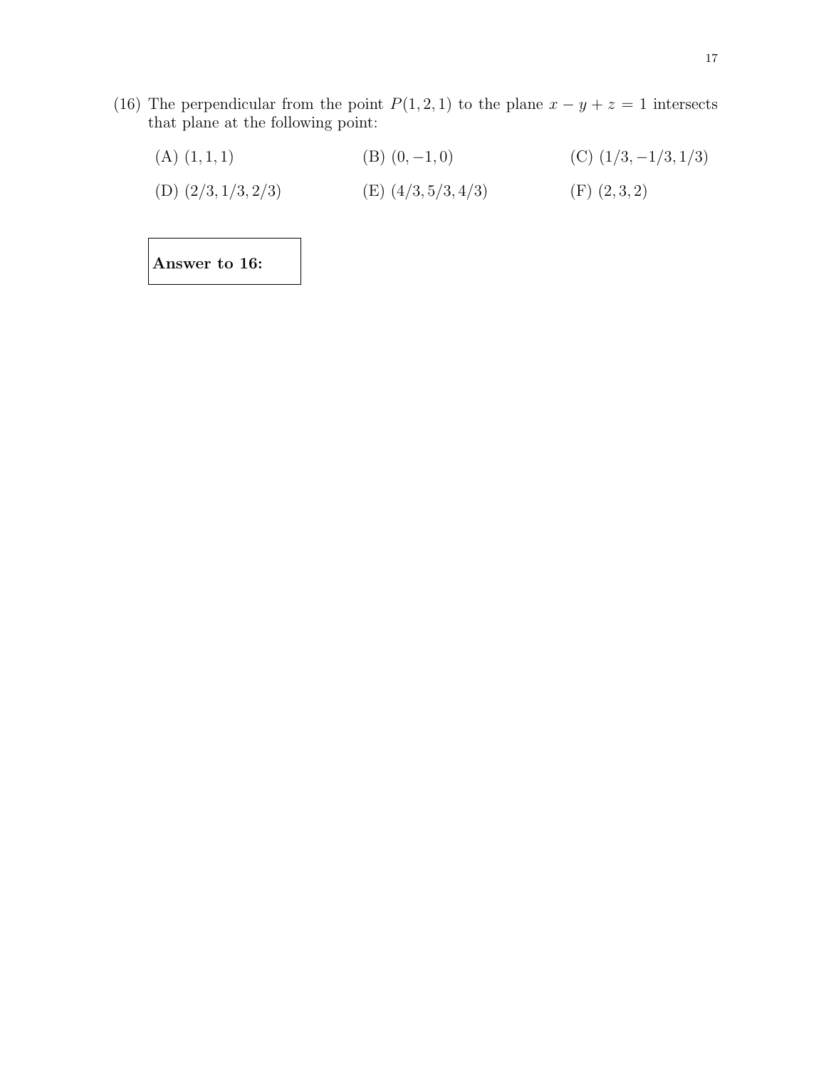(16) The perpendicular from the point $P(1, 2, 1)$ to the plane $x - y + z = 1$ intersects that plane at the following point:

(A) $(1, 1, 1)$

(B) $(0, -1, 0)$

(C) $(1/3, -1/3, 1/3)$

(D) $(2/3, 1/3, 2/3)$

(E) $(4/3, 5/3, 4/3)$

(F) $(2, 3, 2)$

**Answer to 16:**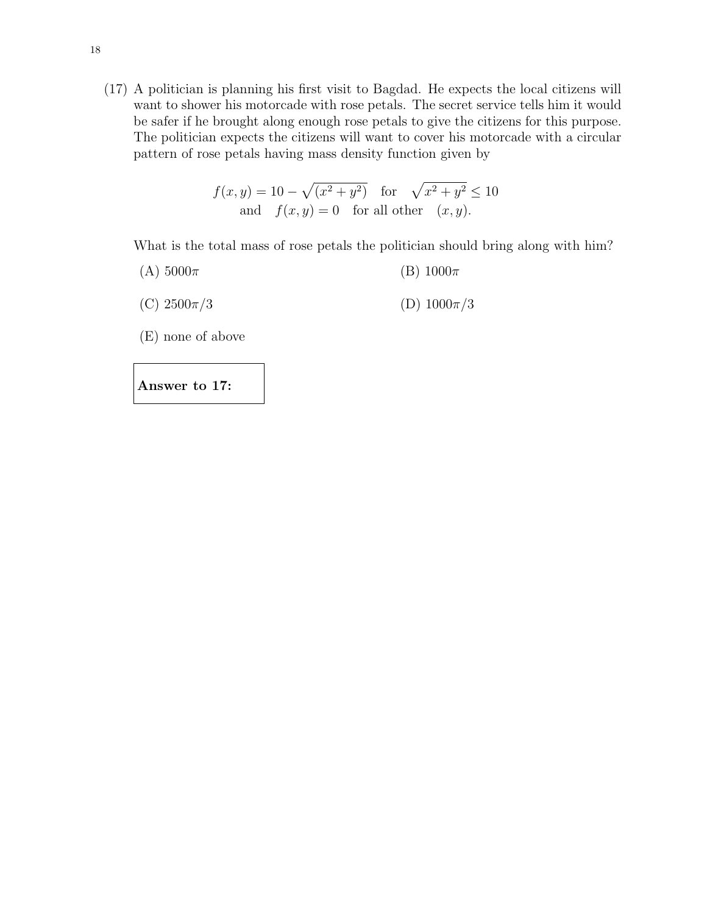(17) A politician is planning his first visit to Bagdad. He expects the local citizens will want to shower his motorcade with rose petals. The secret service tells him it would be safer if he brought along enough rose petals to give the citizens for this purpose. The politician expects the citizens will want to cover his motorcade with a circular pattern of rose petals having mass density function given by

$$f(x, y) = 10 - \sqrt{(x^2 + y^2)} \quad \text{for} \quad \sqrt{x^2 + y^2} \leq 10$$
$$\text{and} \quad f(x, y) = 0 \quad \text{for all other} \quad (x, y).$$

What is the total mass of rose petals the politician should bring along with him?

(A) $5000\pi$

(B) $1000\pi$

(C) $2500\pi/3$

(D) $1000\pi/3$

(E) none of above

| **Answer to 17:** |
|---|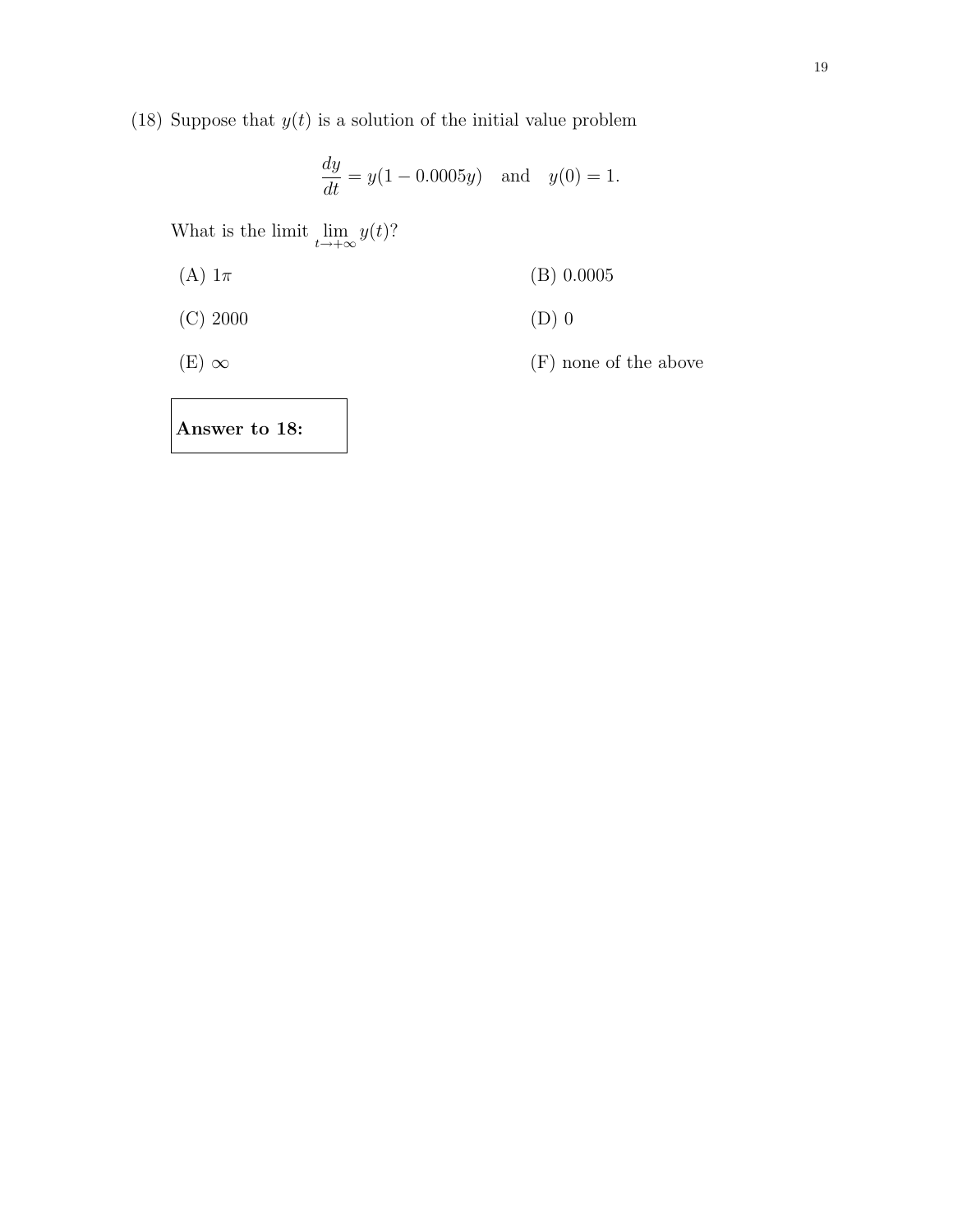(18) Suppose that $y(t)$ is a solution of the initial value problem

$$\frac{dy}{dt} = y(1 - 0.0005y) \quad \text{and} \quad y(0) = 1.$$

What is the limit $\lim_{t \to +\infty} y(t)$?

(A) $1\pi$

(B) 0.0005

(C) 2000

(D) 0

(E) $\infty$

(F) none of the above

**Answer to 18:**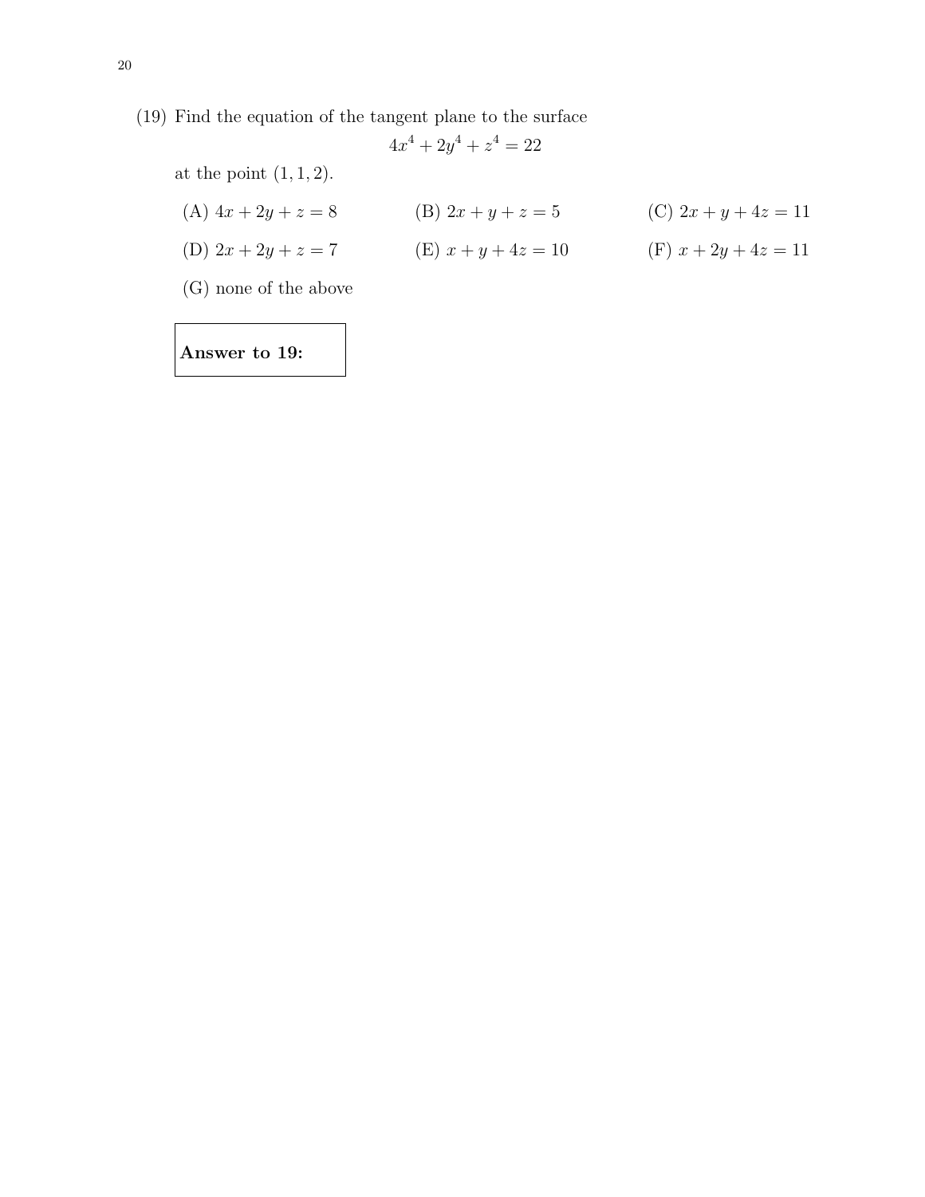(19) Find the equation of the tangent plane to the surface

$$4x^4 + 2y^4 + z^4 = 22$$

at the point $(1, 1, 2)$.

(A) $4x + 2y + z = 8$

(B) $2x + y + z = 5$

(C) $2x + y + 4z = 11$

(D) $2x + 2y + z = 7$

(E) $x + y + 4z = 10$

(F) $x + 2y + 4z = 11$

(G) none of the above

**Answer to 19:**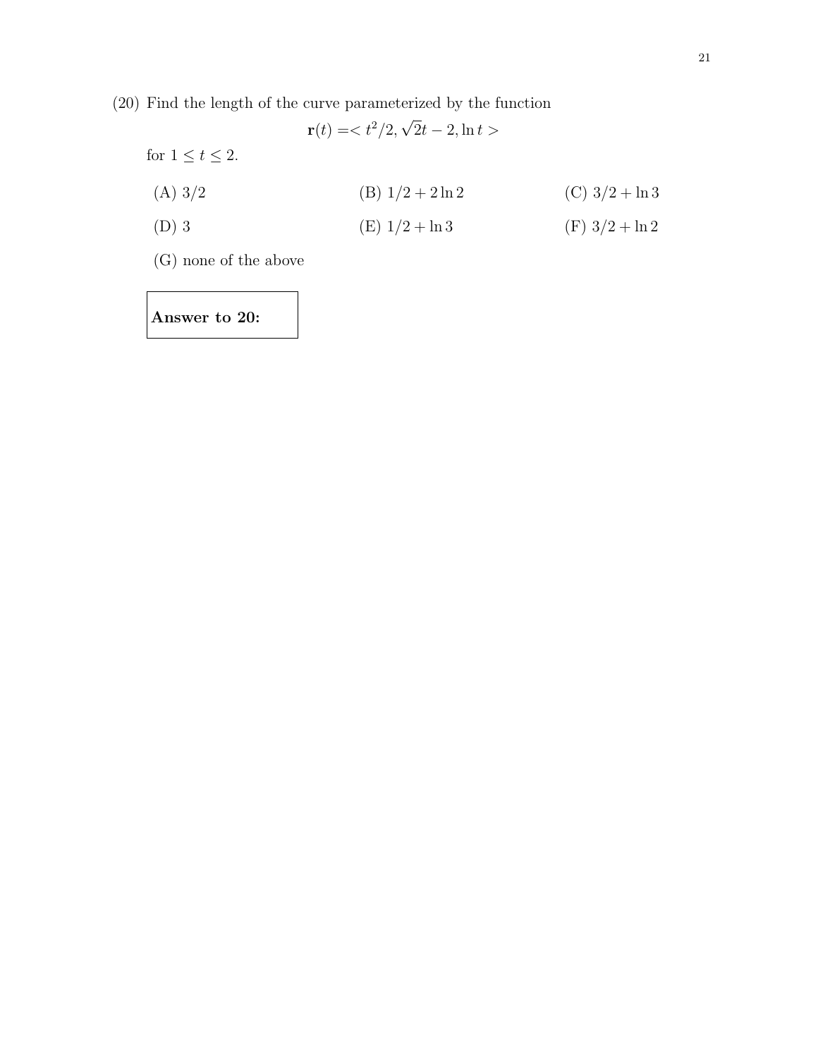(20) Find the length of the curve parameterized by the function

$$\mathbf{r}(t) = < t^2/2, \sqrt{2}t - 2, \ln t >$$

for $1 \leq t \leq 2$.

(A) $3/2$

(B) $1/2 + 2\ln 2$

(C) $3/2 + \ln 3$

(D) $3$

(E) $1/2 + \ln 3$

(F) $3/2 + \ln 2$

(G) none of the above

| **Answer to 20:** |
|---|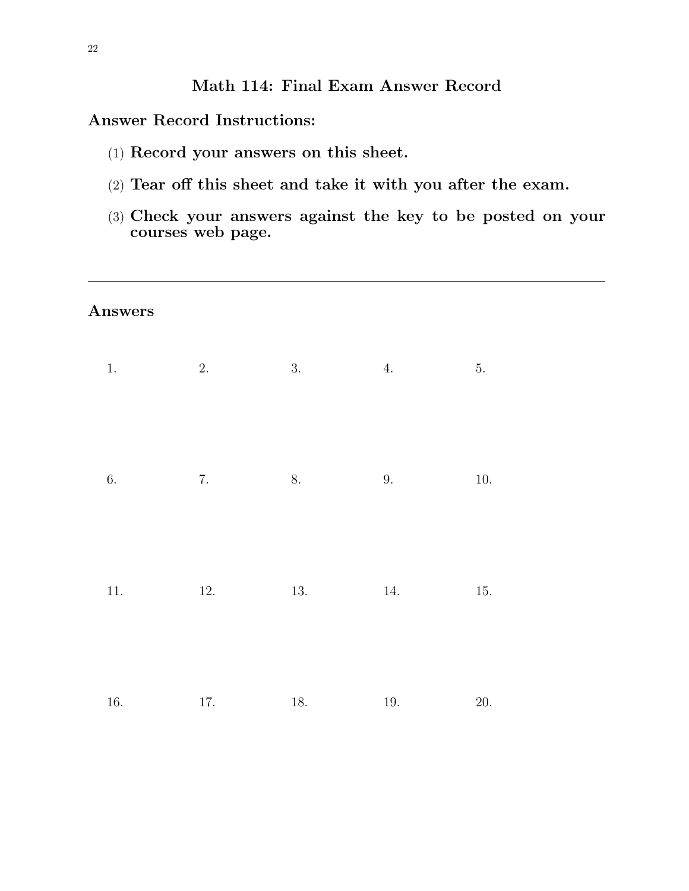## Math 114: Final Exam Answer Record

**Answer Record Instructions:**

(1) **Record your answers on this sheet.**

(2) **Tear off this sheet and take it with you after the exam.**

(3) **Check your answers against the key to be posted on your courses web page.**

---

**Answers**

| | | | | |
|---|---|---|---|---|
| 1. | 2. | 3. | 4. | 5. |
| 6. | 7. | 8. | 9. | 10. |
| 11. | 12. | 13. | 14. | 15. |
| 16. | 17. | 18. | 19. | 20. |